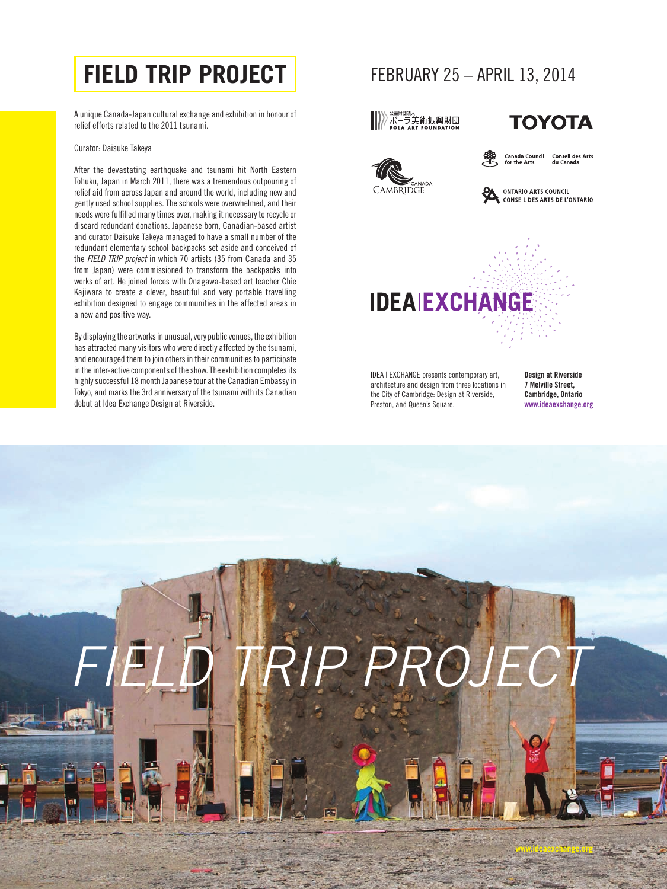# FIELD TRIP PROJECT

## FEBRUARY 25 – APRIL 13, 2014

A unique Canada-Japan cultural exchange and exhibition in honour of relief efforts related to the 2011 tsunami.

Curator: Daisuke Takeya

After the devastating earthquake and tsunami hit North Eastern Tohuku, Japan in March 2011, there was a tremendous outpouring of relief aid from across Japan and around the world, including new and gently used school supplies. The schools were overwhelmed, and their needs were fulfilled many times over, making it necessary to recycle or discard redundant donations. Japanese born, Canadian-based artist and curator Daisuke Takeya managed to have a small number of the redundant elementary school backpacks set aside and conceived of the *FIELD TRIP project* in which 70 artists (35 from Canada and 35 from Japan) were commissioned to transform the backpacks into works of art. He joined forces with Onagawa-based art teacher Chie Kajiwara to create a clever, beautiful and very portable travelling exhibition designed to engage communities in the affected areas in a new and positive way.

By displaying the artworks in unusual, very public venues, the exhibition has attracted many visitors who were directly affected by the tsunami, and encouraged them to join others in their communities to participate in the inter-active components of the show. The exhibition completes its highly successful 18 month Japanese tour at the Canadian Embassy in Tokyo, and marks the 3rd anniversary of the tsunami with its Canadian debut at Idea Exchange Design at Riverside.

公益財団法人 ポーラ美術振興財団 POLA ART FOUNDATION

TOYOTA

CAMBRIDGE CANADA

Canada Council for the Arts / Conseil des Arts du Canada

ONTARIO ARTS COUNCIL / CONSEIL DES ARTS DE L'ONTARIO

IDEA | EXCHANGE

IDEA | EXCHANGE presents contemporary art, architecture and design from three locations in the City of Cambridge: Design at Riverside, Preston, and Queen's Square.

**Design at Riverside**
**7 Melville Street,**
**Cambridge, Ontario**
**www.ideaexchange.org**

*FIELD TRIP PROJECT*

www.ideaexchange.org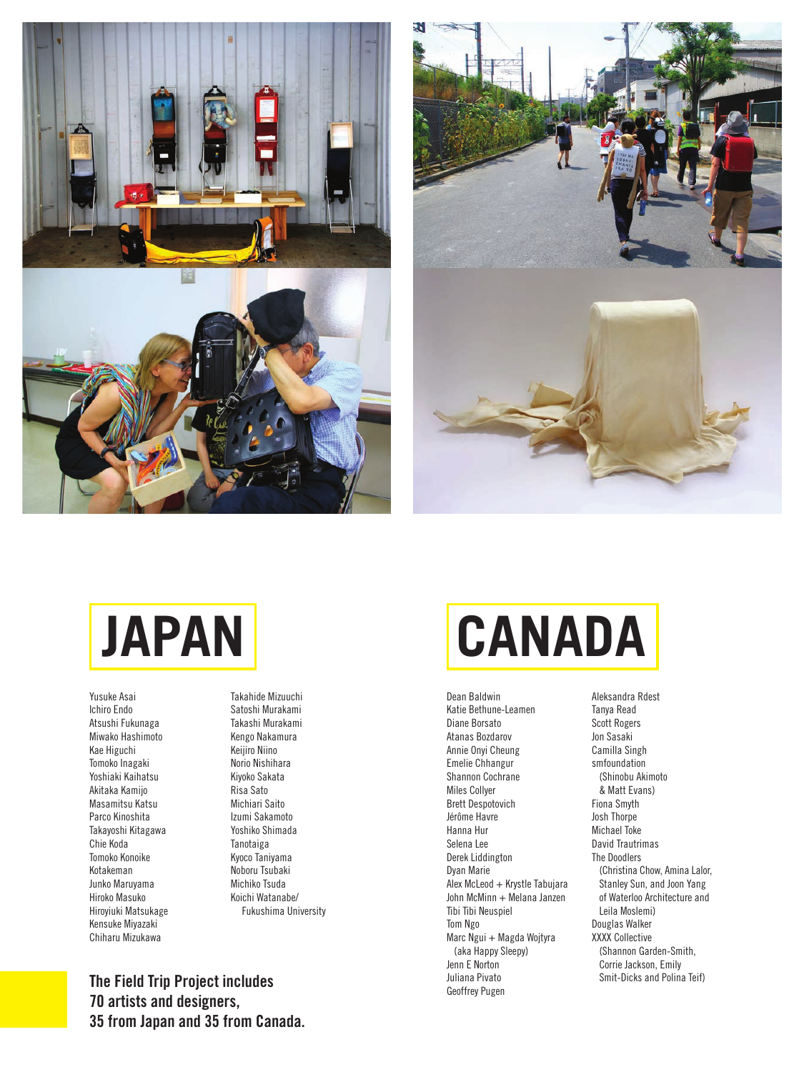# JAPAN

Yusuke Asai
Ichiro Endo
Atsushi Fukunaga
Miwako Hashimoto
Kae Higuchi
Tomoko Inagaki
Yoshiaki Kaihatsu
Akitaka Kamijo
Masamitsu Katsu
Parco Kinoshita
Takayoshi Kitagawa
Chie Koda
Tomoko Konoike
Kotakeman
Junko Maruyama
Hiroko Masuko
Hiroyuki Matsukage
Kensuke Miyazaki
Chiharu Mizukawa
Takahide Mizuuchi
Satoshi Murakami
Takashi Murakami
Kengo Nakamura
Keijiro Niino
Norio Nishihara
Kiyoko Sakata
Risa Sato
Michiari Saito
Izumi Sakamoto
Yoshiko Shimada
Tanotaiga
Kyoco Taniyama
Noboru Tsubaki
Michiko Tsuda
Koichi Watanabe/
Fukushima University

# CANADA

Dean Baldwin
Katie Bethune-Leamen
Diane Borsato
Atanas Bozdarov
Annie Onyi Cheung
Emelie Chhangur
Shannon Cochrane
Miles Collyer
Brett Despotovich
Jérôme Havre
Hanna Hur
Selena Lee
Derek Liddington
Dyan Marie
Alex McLeod + Krystle Tabujara
John McMinn + Melana Janzen
Tibi Tibi Neuspiel
Tom Ngo
Marc Ngui + Magda Wojtyra
(aka Happy Sleepy)
Jenn E Norton
Juliana Pivato
Geoffrey Pugen
Aleksandra Rdest
Tanya Read
Scott Rogers
Jon Sasaki
Camilla Singh
smfoundation
(Shinobu Akimoto
& Matt Evans)
Fiona Smyth
Josh Thorpe
Michael Toke
David Trautrimas
The Doodlers
(Christina Chow, Amina Lalor,
Stanley Sun, and Joon Yang
of Waterloo Architecture and
Leila Moslemi)
Douglas Walker
XXXX Collective
(Shannon Garden-Smith,
Corrie Jackson, Emily
Smit-Dicks and Polina Teif)

**The Field Trip Project includes 70 artists and designers, 35 from Japan and 35 from Canada.**